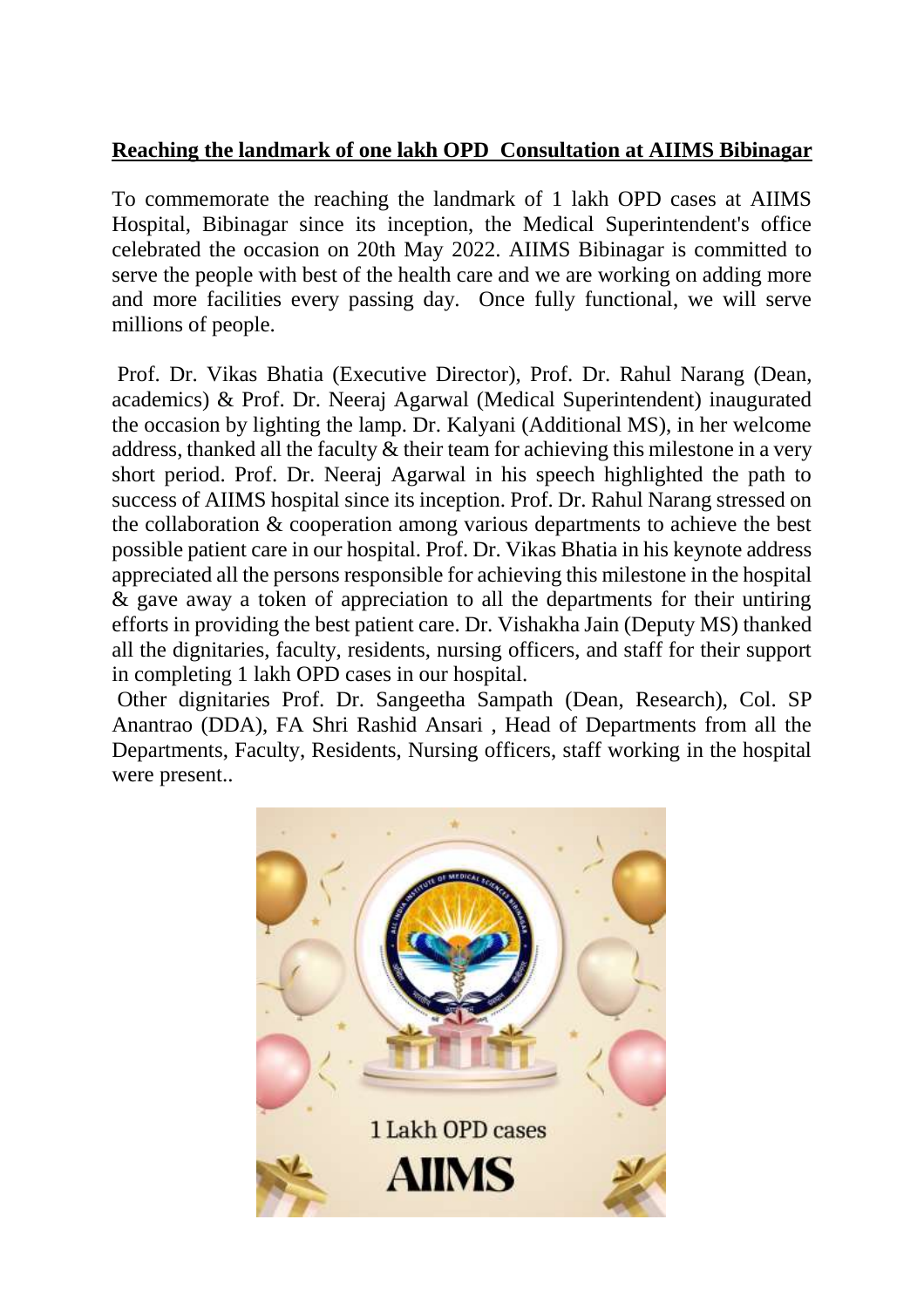## **Reaching the landmark of one lakh OPD Consultation at AIIMS Bibinagar**

To commemorate the reaching the landmark of 1 lakh OPD cases at AIIMS Hospital, Bibinagar since its inception, the Medical Superintendent's office celebrated the occasion on 20th May 2022. AIIMS Bibinagar is committed to serve the people with best of the health care and we are working on adding more and more facilities every passing day. Once fully functional, we will serve millions of people.

Prof. Dr. Vikas Bhatia (Executive Director), Prof. Dr. Rahul Narang (Dean, academics) & Prof. Dr. Neeraj Agarwal (Medical Superintendent) inaugurated the occasion by lighting the lamp. Dr. Kalyani (Additional MS), in her welcome address, thanked all the faculty & their team for achieving this milestone in a very short period. Prof. Dr. Neeraj Agarwal in his speech highlighted the path to success of AIIMS hospital since its inception. Prof. Dr. Rahul Narang stressed on the collaboration & cooperation among various departments to achieve the best possible patient care in our hospital. Prof. Dr. Vikas Bhatia in his keynote address appreciated all the persons responsible for achieving this milestone in the hospital & gave away a token of appreciation to all the departments for their untiring efforts in providing the best patient care. Dr. Vishakha Jain (Deputy MS) thanked all the dignitaries, faculty, residents, nursing officers, and staff for their support in completing 1 lakh OPD cases in our hospital.

Other dignitaries Prof. Dr. Sangeetha Sampath (Dean, Research), Col. SP Anantrao (DDA), FA Shri Rashid Ansari , Head of Departments from all the Departments, Faculty, Residents, Nursing officers, staff working in the hospital were present..

1 Lakh OPD cases

AIIMS